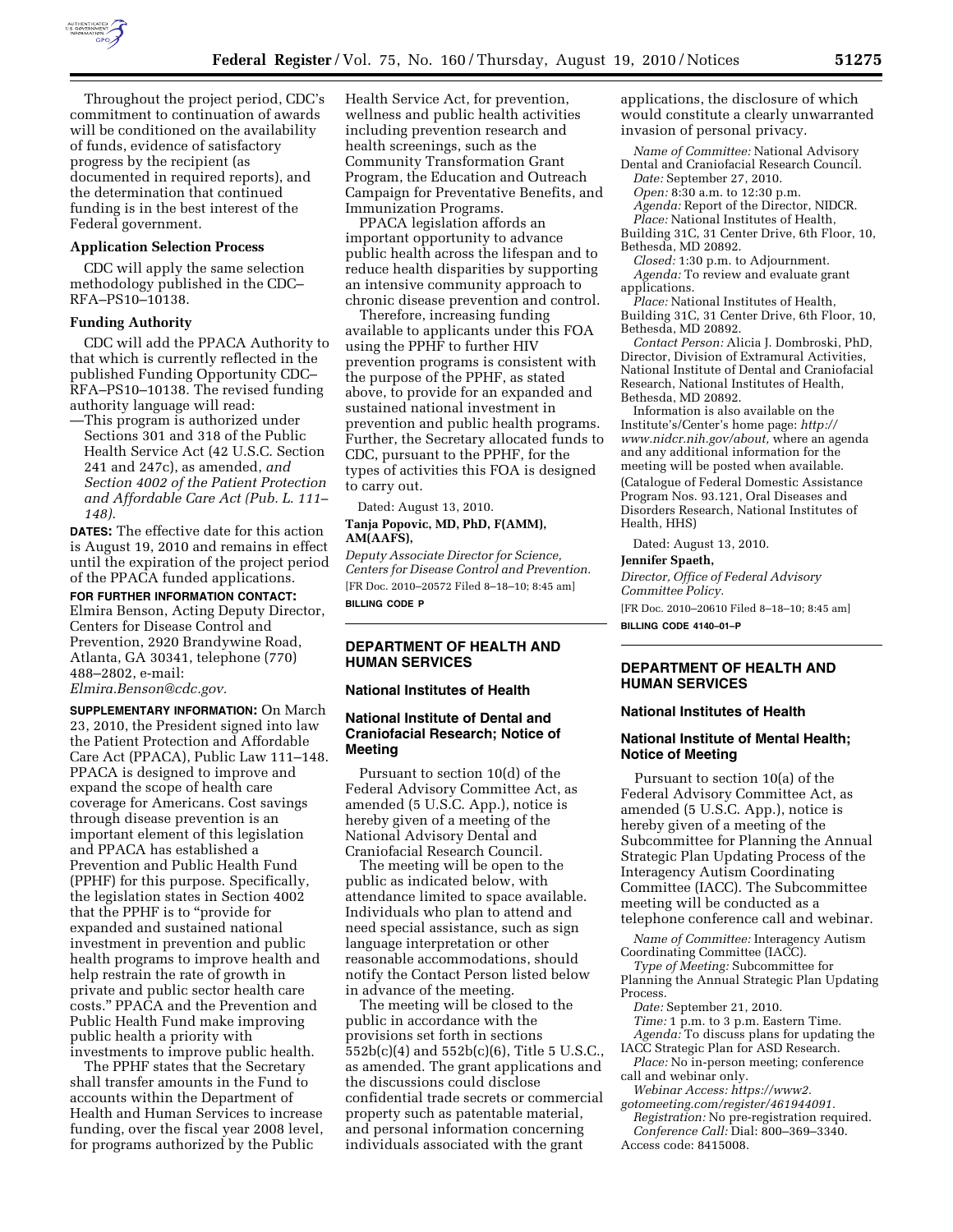Throughout the project period, CDC's commitment to continuation of awards will be conditioned on the availability of funds, evidence of satisfactory progress by the recipient (as documented in required reports), and the determination that continued funding is in the best interest of the Federal government.

**Application Selection Process**

CDC will apply the same selection methodology published in the CDC–RFA–PS10–10138.

**Funding Authority**

CDC will add the PPACA Authority to that which is currently reflected in the published Funding Opportunity CDC–RFA–PS10–10138. The revised funding authority language will read:

—This program is authorized under Sections 301 and 318 of the Public Health Service Act (42 U.S.C. Section 241 and 247c), as amended, *and Section 4002 of the Patient Protection and Affordable Care Act (Pub. L. 111–148).*

**DATES:** The effective date for this action is August 19, 2010 and remains in effect until the expiration of the project period of the PPACA funded applications.

**FOR FURTHER INFORMATION CONTACT:** Elmira Benson, Acting Deputy Director, Centers for Disease Control and Prevention, 2920 Brandywine Road, Atlanta, GA 30341, telephone (770) 488–2802, e-mail: *Elmira.Benson@cdc.gov*.

**SUPPLEMENTARY INFORMATION:** On March 23, 2010, the President signed into law the Patient Protection and Affordable Care Act (PPACA), Public Law 111–148. PPACA is designed to improve and expand the scope of health care coverage for Americans. Cost savings through disease prevention is an important element of this legislation and PPACA has established a Prevention and Public Health Fund (PPHF) for this purpose. Specifically, the legislation states in Section 4002 that the PPHF is to "provide for expanded and sustained national investment in prevention and public health programs to improve health and help restrain the rate of growth in private and public sector health care costs." PPACA and the Prevention and Public Health Fund make improving public health a priority with investments to improve public health.

The PPHF states that the Secretary shall transfer amounts in the Fund to accounts within the Department of Health and Human Services to increase funding, over the fiscal year 2008 level, for programs authorized by the Public Health Service Act, for prevention, wellness and public health activities including prevention research and health screenings, such as the Community Transformation Grant Program, the Education and Outreach Campaign for Preventative Benefits, and Immunization Programs.

PPACA legislation affords an important opportunity to advance public health across the lifespan and to reduce health disparities by supporting an intensive community approach to chronic disease prevention and control.

Therefore, increasing funding available to applicants under this FOA using the PPHF to further HIV prevention programs is consistent with the purpose of the PPHF, as stated above, to provide for an expanded and sustained national investment in prevention and public health programs. Further, the Secretary allocated funds to CDC, pursuant to the PPHF, for the types of activities this FOA is designed to carry out.

Dated: August 13, 2010.

**Tanja Popovic, MD, PhD, F(AMM), AM(AAFS),**

*Deputy Associate Director for Science, Centers for Disease Control and Prevention.*

[FR Doc. 2010–20572 Filed 8–18–10; 8:45 am]

**BILLING CODE P**

---

## DEPARTMENT OF HEALTH AND HUMAN SERVICES

### National Institutes of Health

### National Institute of Dental and Craniofacial Research; Notice of Meeting

Pursuant to section 10(d) of the Federal Advisory Committee Act, as amended (5 U.S.C. App.), notice is hereby given of a meeting of the National Advisory Dental and Craniofacial Research Council.

The meeting will be open to the public as indicated below, with attendance limited to space available. Individuals who plan to attend and need special assistance, such as sign language interpretation or other reasonable accommodations, should notify the Contact Person listed below in advance of the meeting.

The meeting will be closed to the public in accordance with the provisions set forth in sections 552b(c)(4) and 552b(c)(6), Title 5 U.S.C., as amended. The grant applications and the discussions could disclose confidential trade secrets or commercial property such as patentable material, and personal information concerning individuals associated with the grant applications, the disclosure of which would constitute a clearly unwarranted invasion of personal privacy.

*Name of Committee:* National Advisory Dental and Craniofacial Research Council.

*Date:* September 27, 2010.

*Open:* 8:30 a.m. to 12:30 p.m.

*Agenda:* Report of the Director, NIDCR.

*Place:* National Institutes of Health, Building 31C, 31 Center Drive, 6th Floor, 10, Bethesda, MD 20892.

*Closed:* 1:30 p.m. to Adjournment.

*Agenda:* To review and evaluate grant applications.

*Place:* National Institutes of Health, Building 31C, 31 Center Drive, 6th Floor, 10, Bethesda, MD 20892.

*Contact Person:* Alicia J. Dombroski, PhD, Director, Division of Extramural Activities, National Institute of Dental and Craniofacial Research, National Institutes of Health, Bethesda, MD 20892.

Information is also available on the Institute's/Center's home page: *http://www.nidcr.nih.gov/about,* where an agenda and any additional information for the meeting will be posted when available.

(Catalogue of Federal Domestic Assistance Program Nos. 93.121, Oral Diseases and Disorders Research, National Institutes of Health, HHS)

Dated: August 13, 2010.

**Jennifer Spaeth,**

*Director, Office of Federal Advisory Committee Policy.*

[FR Doc. 2010–20610 Filed 8–18–10; 8:45 am]

**BILLING CODE 4140–01–P**

---

## DEPARTMENT OF HEALTH AND HUMAN SERVICES

### National Institutes of Health

### National Institute of Mental Health; Notice of Meeting

Pursuant to section 10(a) of the Federal Advisory Committee Act, as amended (5 U.S.C. App.), notice is hereby given of a meeting of the Subcommittee for Planning the Annual Strategic Plan Updating Process of the Interagency Autism Coordinating Committee (IACC). The Subcommittee meeting will be conducted as a telephone conference call and webinar.

*Name of Committee:* Interagency Autism Coordinating Committee (IACC).

*Type of Meeting:* Subcommittee for Planning the Annual Strategic Plan Updating Process.

*Date:* September 21, 2010.

*Time:* 1 p.m. to 3 p.m. Eastern Time.

*Agenda:* To discuss plans for updating the IACC Strategic Plan for ASD Research.

*Place:* No in-person meeting; conference call and webinar only.

*Webinar Access: https://www2.gotomeeting.com/register/461944091.*

*Registration:* No pre-registration required.

*Conference Call:* Dial: 800–369–3340. Access code: 8415008.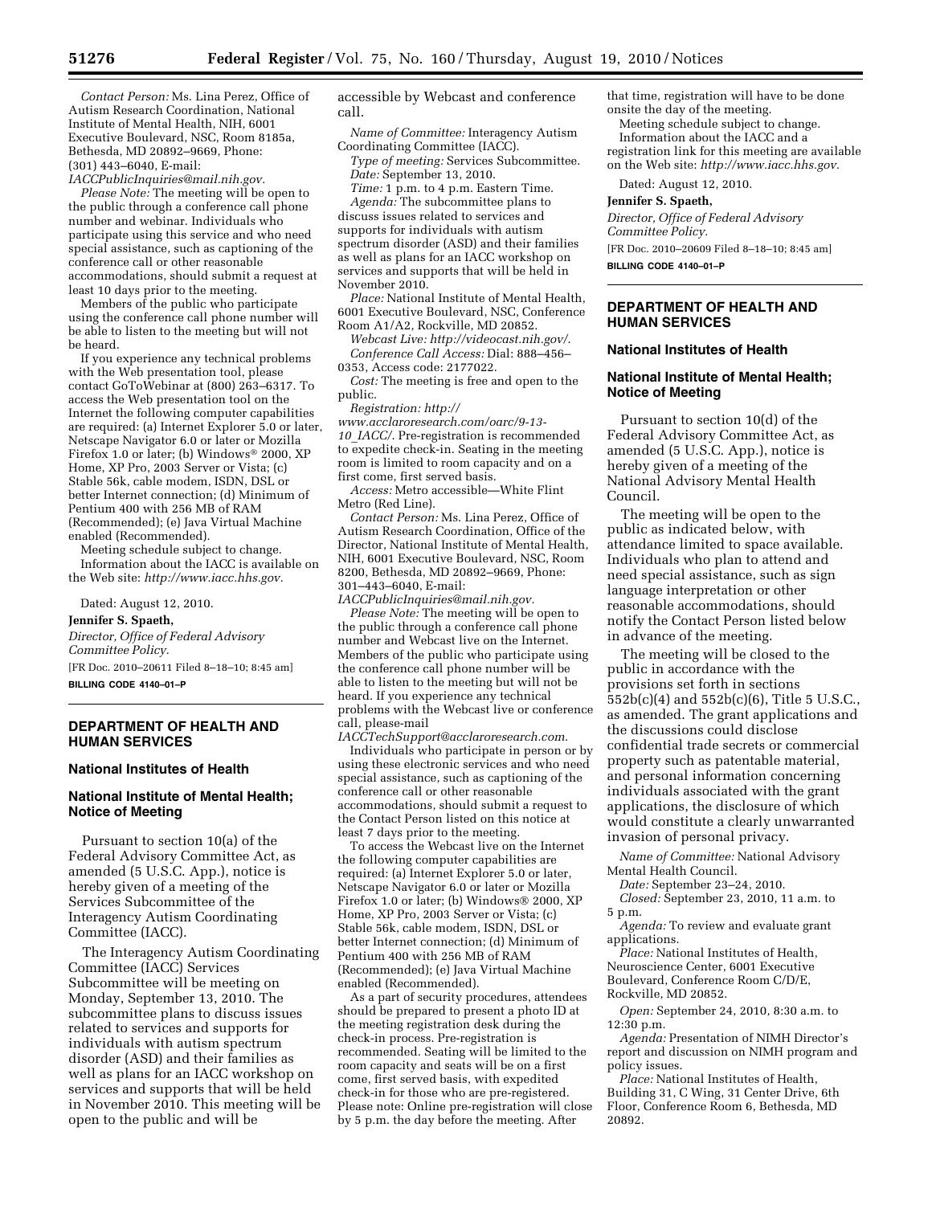*Contact Person:* Ms. Lina Perez, Office of Autism Research Coordination, National Institute of Mental Health, NIH, 6001 Executive Boulevard, NSC, Room 8185a, Bethesda, MD 20892–9669, Phone: (301) 443–6040, E-mail: *IACCPublicInquiries@mail.nih.gov.*

*Please Note:* The meeting will be open to the public through a conference call phone number and webinar. Individuals who participate using this service and who need special assistance, such as captioning of the conference call or other reasonable accommodations, should submit a request at least 10 days prior to the meeting.

Members of the public who participate using the conference call phone number will be able to listen to the meeting but will not be heard.

If you experience any technical problems with the Web presentation tool, please contact GoToWebinar at (800) 263–6317. To access the Web presentation tool on the Internet the following computer capabilities are required: (a) Internet Explorer 5.0 or later, Netscape Navigator 6.0 or later or Mozilla Firefox 1.0 or later; (b) Windows® 2000, XP Home, XP Pro, 2003 Server or Vista; (c) Stable 56k, cable modem, ISDN, DSL or better Internet connection; (d) Minimum of Pentium 400 with 256 MB of RAM (Recommended); (e) Java Virtual Machine enabled (Recommended).

Meeting schedule subject to change.

Information about the IACC is available on the Web site: *http://www.iacc.hhs.gov.*

Dated: August 12, 2010.

**Jennifer S. Spaeth,**

*Director, Office of Federal Advisory Committee Policy.*

[FR Doc. 2010–20611 Filed 8–18–10; 8:45 am]

**BILLING CODE 4140–01–P**

## DEPARTMENT OF HEALTH AND HUMAN SERVICES

### National Institutes of Health

### National Institute of Mental Health; Notice of Meeting

Pursuant to section 10(a) of the Federal Advisory Committee Act, as amended (5 U.S.C. App.), notice is hereby given of a meeting of the Services Subcommittee of the Interagency Autism Coordinating Committee (IACC).

The Interagency Autism Coordinating Committee (IACC) Services Subcommittee will be meeting on Monday, September 13, 2010. The subcommittee plans to discuss issues related to services and supports for individuals with autism spectrum disorder (ASD) and their families as well as plans for an IACC workshop on services and supports that will be held in November 2010. This meeting will be open to the public and will be accessible by Webcast and conference call.

*Name of Committee:* Interagency Autism Coordinating Committee (IACC).

*Type of meeting:* Services Subcommittee.

*Date:* September 13, 2010.

*Time:* 1 p.m. to 4 p.m. Eastern Time.

*Agenda:* The subcommittee plans to discuss issues related to services and supports for individuals with autism spectrum disorder (ASD) and their families as well as plans for an IACC workshop on services and supports that will be held in November 2010.

*Place:* National Institute of Mental Health, 6001 Executive Boulevard, NSC, Conference Room A1/A2, Rockville, MD 20852.

*Webcast Live: http://videocast.nih.gov/.*

*Conference Call Access:* Dial: 888–456–0353, Access code: 2177022.

*Cost:* The meeting is free and open to the public.

*Registration: http://www.acclaroresearch.com/oarc/9-13-10_IACC/.* Pre-registration is recommended to expedite check-in. Seating in the meeting room is limited to room capacity and on a first come, first served basis.

*Access:* Metro accessible—White Flint Metro (Red Line).

*Contact Person:* Ms. Lina Perez, Office of Autism Research Coordination, Office of the Director, National Institute of Mental Health, NIH, 6001 Executive Boulevard, NSC, Room 8200, Bethesda, MD 20892–9669, Phone: 301–443–6040, E-mail: *IACCPublicInquiries@mail.nih.gov.*

*Please Note:* The meeting will be open to the public through a conference call phone number and Webcast live on the Internet. Members of the public who participate using the conference call phone number will be able to listen to the meeting but will not be heard. If you experience any technical problems with the Webcast live or conference call, please-mail *IACCTechSupport@acclaroresearch.com.*

Individuals who participate in person or by using these electronic services and who need special assistance, such as captioning of the conference call or other reasonable accommodations, should submit a request to the Contact Person listed on this notice at least 7 days prior to the meeting.

To access the Webcast live on the Internet the following computer capabilities are required: (a) Internet Explorer 5.0 or later, Netscape Navigator 6.0 or later or Mozilla Firefox 1.0 or later; (b) Windows® 2000, XP Home, XP Pro, 2003 Server or Vista; (c) Stable 56k, cable modem, ISDN, DSL or better Internet connection; (d) Minimum of Pentium 400 with 256 MB of RAM (Recommended); (e) Java Virtual Machine enabled (Recommended).

As a part of security procedures, attendees should be prepared to present a photo ID at the meeting registration desk during the check-in process. Pre-registration is recommended. Seating will be limited to the room capacity and seats will be on a first come, first served basis, with expedited check-in for those who are pre-registered. Please note: Online pre-registration will close by 5 p.m. the day before the meeting. After that time, registration will have to be done onsite the day of the meeting.

Meeting schedule subject to change.

Information about the IACC and a registration link for this meeting are available on the Web site: *http://www.iacc.hhs.gov.*

Dated: August 12, 2010.

**Jennifer S. Spaeth,**

*Director, Office of Federal Advisory Committee Policy.*

[FR Doc. 2010–20609 Filed 8–18–10; 8:45 am]

**BILLING CODE 4140–01–P**

## DEPARTMENT OF HEALTH AND HUMAN SERVICES

### National Institutes of Health

### National Institute of Mental Health; Notice of Meeting

Pursuant to section 10(d) of the Federal Advisory Committee Act, as amended (5 U.S.C. App.), notice is hereby given of a meeting of the National Advisory Mental Health Council.

The meeting will be open to the public as indicated below, with attendance limited to space available. Individuals who plan to attend and need special assistance, such as sign language interpretation or other reasonable accommodations, should notify the Contact Person listed below in advance of the meeting.

The meeting will be closed to the public in accordance with the provisions set forth in sections 552b(c)(4) and 552b(c)(6), Title 5 U.S.C., as amended. The grant applications and the discussions could disclose confidential trade secrets or commercial property such as patentable material, and personal information concerning individuals associated with the grant applications, the disclosure of which would constitute a clearly unwarranted invasion of personal privacy.

*Name of Committee:* National Advisory Mental Health Council.

*Date:* September 23–24, 2010.

*Closed:* September 23, 2010, 11 a.m. to 5 p.m.

*Agenda:* To review and evaluate grant applications.

*Place:* National Institutes of Health, Neuroscience Center, 6001 Executive Boulevard, Conference Room C/D/E, Rockville, MD 20852.

*Open:* September 24, 2010, 8:30 a.m. to 12:30 p.m.

*Agenda:* Presentation of NIMH Director's report and discussion on NIMH program and policy issues.

*Place:* National Institutes of Health, Building 31, C Wing, 31 Center Drive, 6th Floor, Conference Room 6, Bethesda, MD 20892.